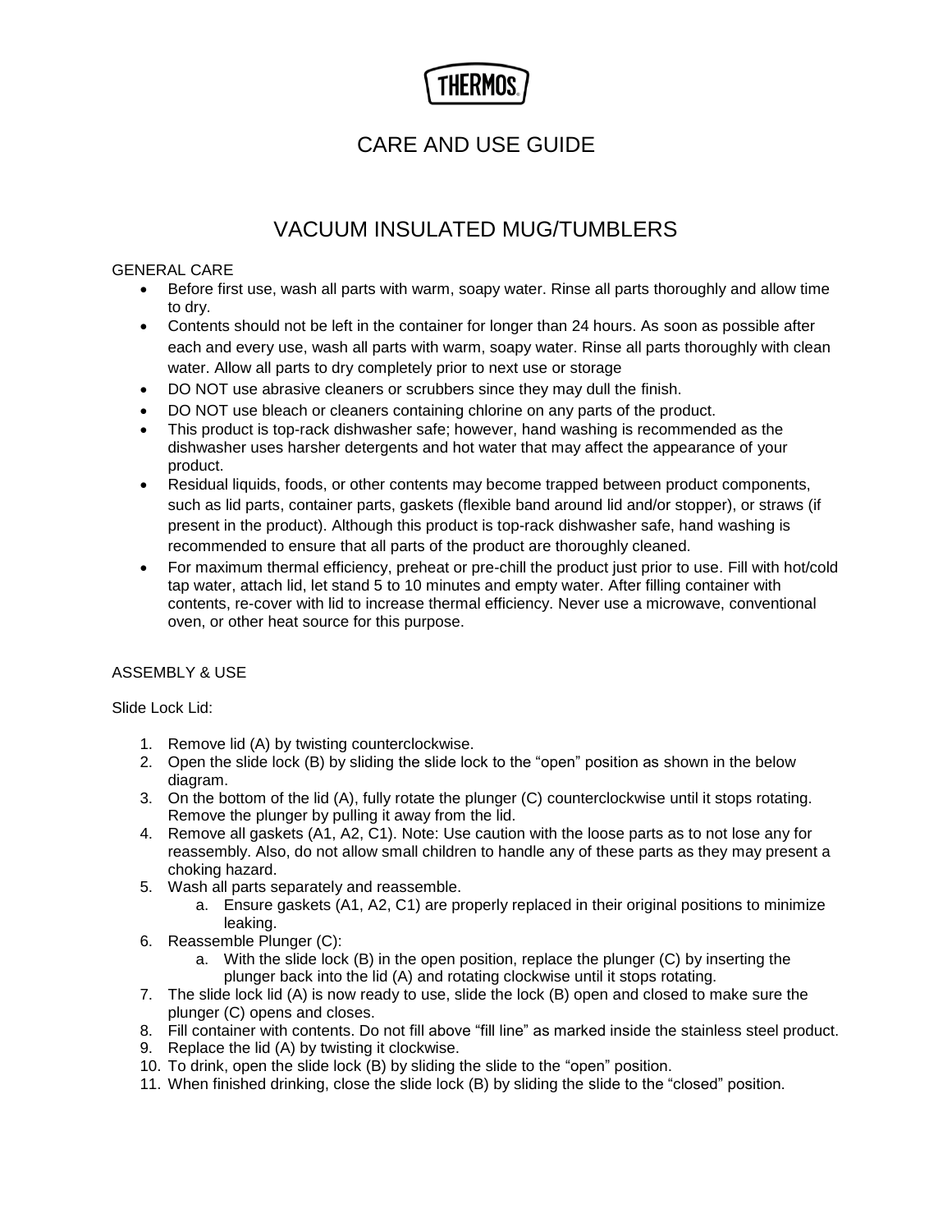THERMOS

# CARE AND USE GUIDE

# VACUUM INSULATED MUG/TUMBLERS

## GENERAL CARE

- Before first use, wash all parts with warm, soapy water. Rinse all parts thoroughly and allow time to dry.
- Contents should not be left in the container for longer than 24 hours. As soon as possible after each and every use, wash all parts with warm, soapy water. Rinse all parts thoroughly with clean water. Allow all parts to dry completely prior to next use or storage
- DO NOT use abrasive cleaners or scrubbers since they may dull the finish.
- DO NOT use bleach or cleaners containing chlorine on any parts of the product.
- This product is top-rack dishwasher safe; however, hand washing is recommended as the dishwasher uses harsher detergents and hot water that may affect the appearance of your product.
- Residual liquids, foods, or other contents may become trapped between product components, such as lid parts, container parts, gaskets (flexible band around lid and/or stopper), or straws (if present in the product). Although this product is top-rack dishwasher safe, hand washing is recommended to ensure that all parts of the product are thoroughly cleaned.
- For maximum thermal efficiency, preheat or pre-chill the product just prior to use. Fill with hot/cold tap water, attach lid, let stand 5 to 10 minutes and empty water. After filling container with contents, re-cover with lid to increase thermal efficiency. Never use a microwave, conventional oven, or other heat source for this purpose.

## ASSEMBLY & USE

Slide Lock Lid:

1. Remove lid (A) by twisting counterclockwise.
2. Open the slide lock (B) by sliding the slide lock to the "open" position as shown in the below diagram.
3. On the bottom of the lid (A), fully rotate the plunger (C) counterclockwise until it stops rotating. Remove the plunger by pulling it away from the lid.
4. Remove all gaskets (A1, A2, C1). Note: Use caution with the loose parts as to not lose any for reassembly. Also, do not allow small children to handle any of these parts as they may present a choking hazard.
5. Wash all parts separately and reassemble.
    a. Ensure gaskets (A1, A2, C1) are properly replaced in their original positions to minimize leaking.
6. Reassemble Plunger (C):
    a. With the slide lock (B) in the open position, replace the plunger (C) by inserting the plunger back into the lid (A) and rotating clockwise until it stops rotating.
7. The slide lock lid (A) is now ready to use, slide the lock (B) open and closed to make sure the plunger (C) opens and closes.
8. Fill container with contents. Do not fill above "fill line" as marked inside the stainless steel product.
9. Replace the lid (A) by twisting it clockwise.
10. To drink, open the slide lock (B) by sliding the slide to the "open" position.
11. When finished drinking, close the slide lock (B) by sliding the slide to the "closed" position.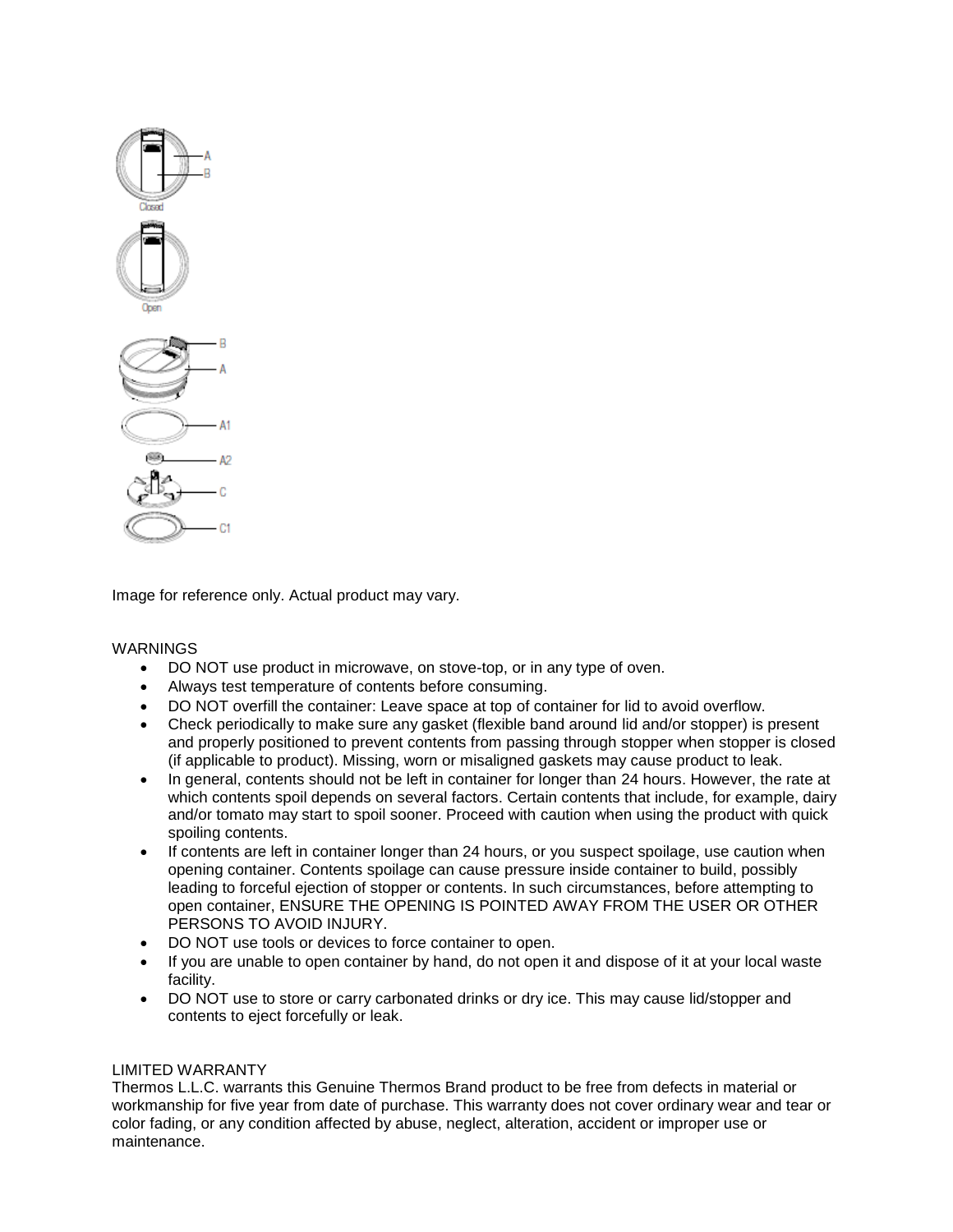Image for reference only. Actual product may vary.

WARNINGS

- DO NOT use product in microwave, on stove-top, or in any type of oven.
- Always test temperature of contents before consuming.
- DO NOT overfill the container: Leave space at top of container for lid to avoid overflow.
- Check periodically to make sure any gasket (flexible band around lid and/or stopper) is present and properly positioned to prevent contents from passing through stopper when stopper is closed (if applicable to product). Missing, worn or misaligned gaskets may cause product to leak.
- In general, contents should not be left in container for longer than 24 hours. However, the rate at which contents spoil depends on several factors. Certain contents that include, for example, dairy and/or tomato may start to spoil sooner. Proceed with caution when using the product with quick spoiling contents.
- If contents are left in container longer than 24 hours, or you suspect spoilage, use caution when opening container. Contents spoilage can cause pressure inside container to build, possibly leading to forceful ejection of stopper or contents. In such circumstances, before attempting to open container, ENSURE THE OPENING IS POINTED AWAY FROM THE USER OR OTHER PERSONS TO AVOID INJURY.
- DO NOT use tools or devices to force container to open.
- If you are unable to open container by hand, do not open it and dispose of it at your local waste facility.
- DO NOT use to store or carry carbonated drinks or dry ice. This may cause lid/stopper and contents to eject forcefully or leak.

LIMITED WARRANTY

Thermos L.L.C. warrants this Genuine Thermos Brand product to be free from defects in material or workmanship for five year from date of purchase. This warranty does not cover ordinary wear and tear or color fading, or any condition affected by abuse, neglect, alteration, accident or improper use or maintenance.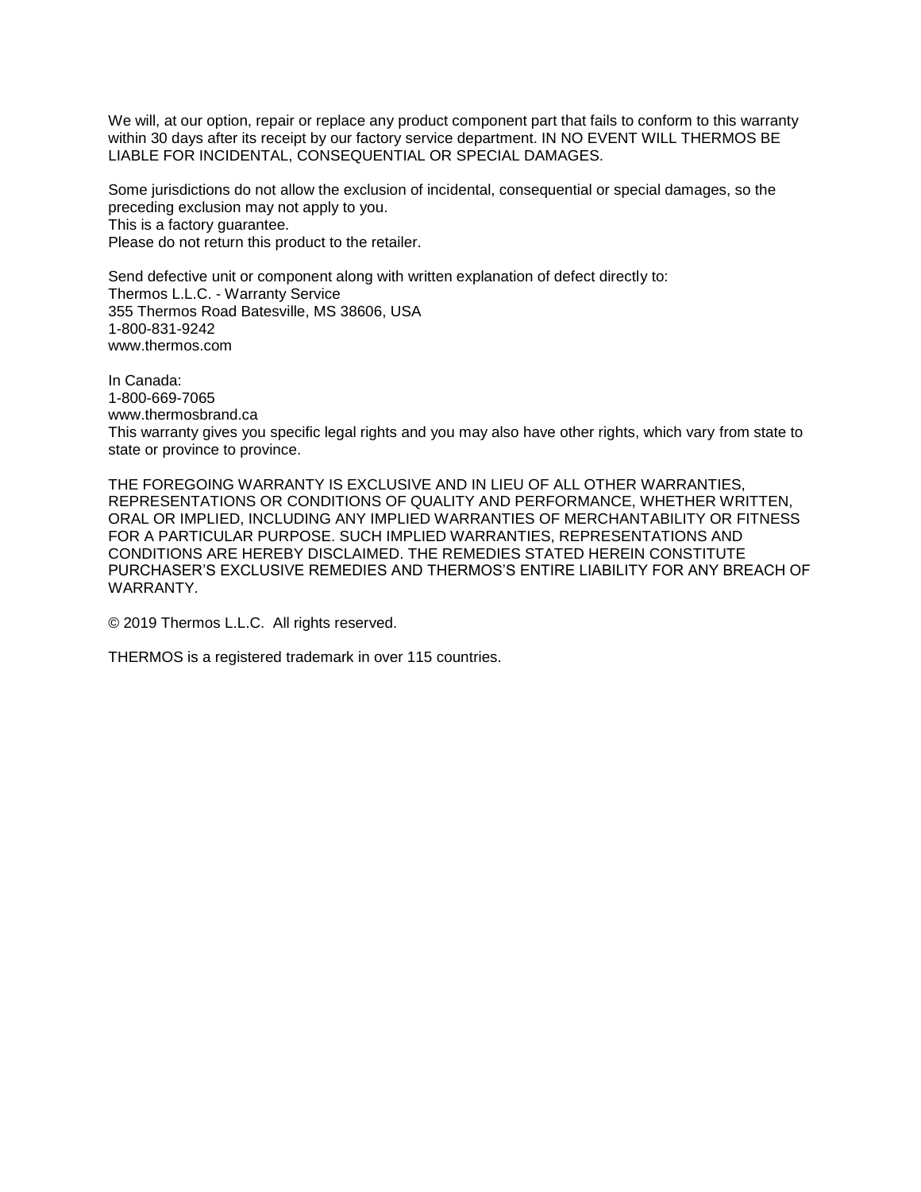We will, at our option, repair or replace any product component part that fails to conform to this warranty within 30 days after its receipt by our factory service department. IN NO EVENT WILL THERMOS BE LIABLE FOR INCIDENTAL, CONSEQUENTIAL OR SPECIAL DAMAGES.

Some jurisdictions do not allow the exclusion of incidental, consequential or special damages, so the preceding exclusion may not apply to you.
This is a factory guarantee.
Please do not return this product to the retailer.

Send defective unit or component along with written explanation of defect directly to:
Thermos L.L.C. - Warranty Service
355 Thermos Road Batesville, MS 38606, USA
1-800-831-9242
www.thermos.com

In Canada:
1-800-669-7065
www.thermosbrand.ca
This warranty gives you specific legal rights and you may also have other rights, which vary from state to state or province to province.

THE FOREGOING WARRANTY IS EXCLUSIVE AND IN LIEU OF ALL OTHER WARRANTIES, REPRESENTATIONS OR CONDITIONS OF QUALITY AND PERFORMANCE, WHETHER WRITTEN, ORAL OR IMPLIED, INCLUDING ANY IMPLIED WARRANTIES OF MERCHANTABILITY OR FITNESS FOR A PARTICULAR PURPOSE. SUCH IMPLIED WARRANTIES, REPRESENTATIONS AND CONDITIONS ARE HEREBY DISCLAIMED. THE REMEDIES STATED HEREIN CONSTITUTE PURCHASER'S EXCLUSIVE REMEDIES AND THERMOS'S ENTIRE LIABILITY FOR ANY BREACH OF WARRANTY.

© 2019 Thermos L.L.C. All rights reserved.

THERMOS is a registered trademark in over 115 countries.